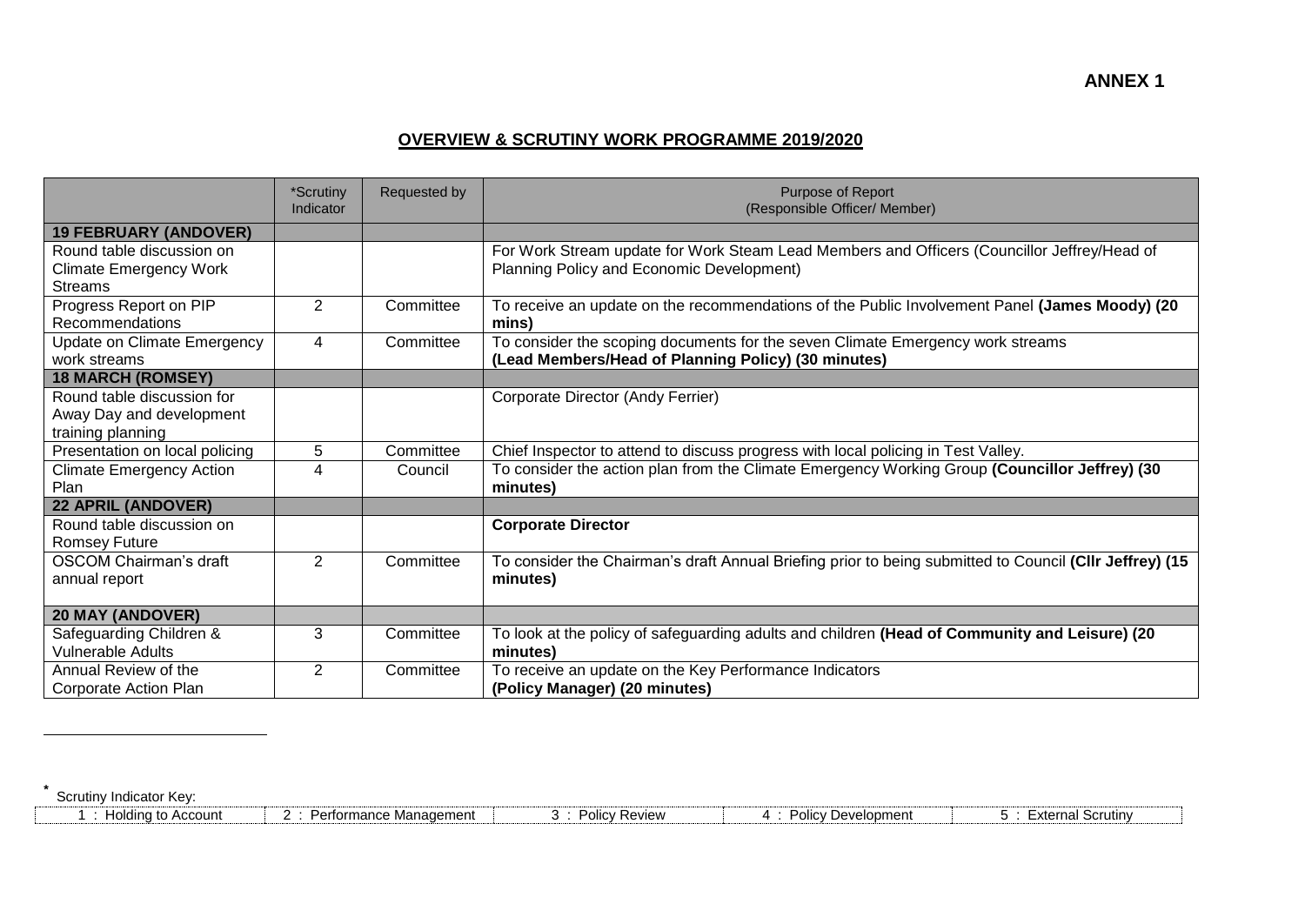**ANNEX 1**

## OVERVIEW & SCRUTINY WORK PROGRAMME 2019/2020

| | *Scrutiny Indicator | Requested by | Purpose of Report (Responsible Officer/ Member) |
|---|---|---|---|
| **19 FEBRUARY (ANDOVER)** | | | |
| Round table discussion on Climate Emergency Work Streams | | | For Work Stream update for Work Steam Lead Members and Officers (Councillor Jeffrey/Head of Planning Policy and Economic Development) |
| Progress Report on PIP Recommendations | 2 | Committee | To receive an update on the recommendations of the Public Involvement Panel **(James Moody) (20 mins)** |
| Update on Climate Emergency work streams | 4 | Committee | To consider the scoping documents for the seven Climate Emergency work streams **(Lead Members/Head of Planning Policy) (30 minutes)** |
| **18 MARCH (ROMSEY)** | | | |
| Round table discussion for Away Day and development training planning | | | Corporate Director (Andy Ferrier) |
| Presentation on local policing | 5 | Committee | Chief Inspector to attend to discuss progress with local policing in Test Valley. |
| Climate Emergency Action Plan | 4 | Council | To consider the action plan from the Climate Emergency Working Group **(Councillor Jeffrey) (30 minutes)** |
| **22 APRIL (ANDOVER)** | | | |
| Round table discussion on Romsey Future | | | **Corporate Director** |
| OSCOM Chairman's draft annual report | 2 | Committee | To consider the Chairman's draft Annual Briefing prior to being submitted to Council **(Cllr Jeffrey) (15 minutes)** |
| **20 MAY (ANDOVER)** | | | |
| Safeguarding Children & Vulnerable Adults | 3 | Committee | To look at the policy of safeguarding adults and children **(Head of Community and Leisure) (20 minutes)** |
| Annual Review of the Corporate Action Plan | 2 | Committee | To receive an update on the Key Performance Indicators **(Policy Manager) (20 minutes)** |

* Scrutiny Indicator Key:

| 1 : Holding to Account | 2 : Performance Management | 3 : Policy Review | 4 : Policy Development | 5 : External Scrutiny |
|---|---|---|---|---|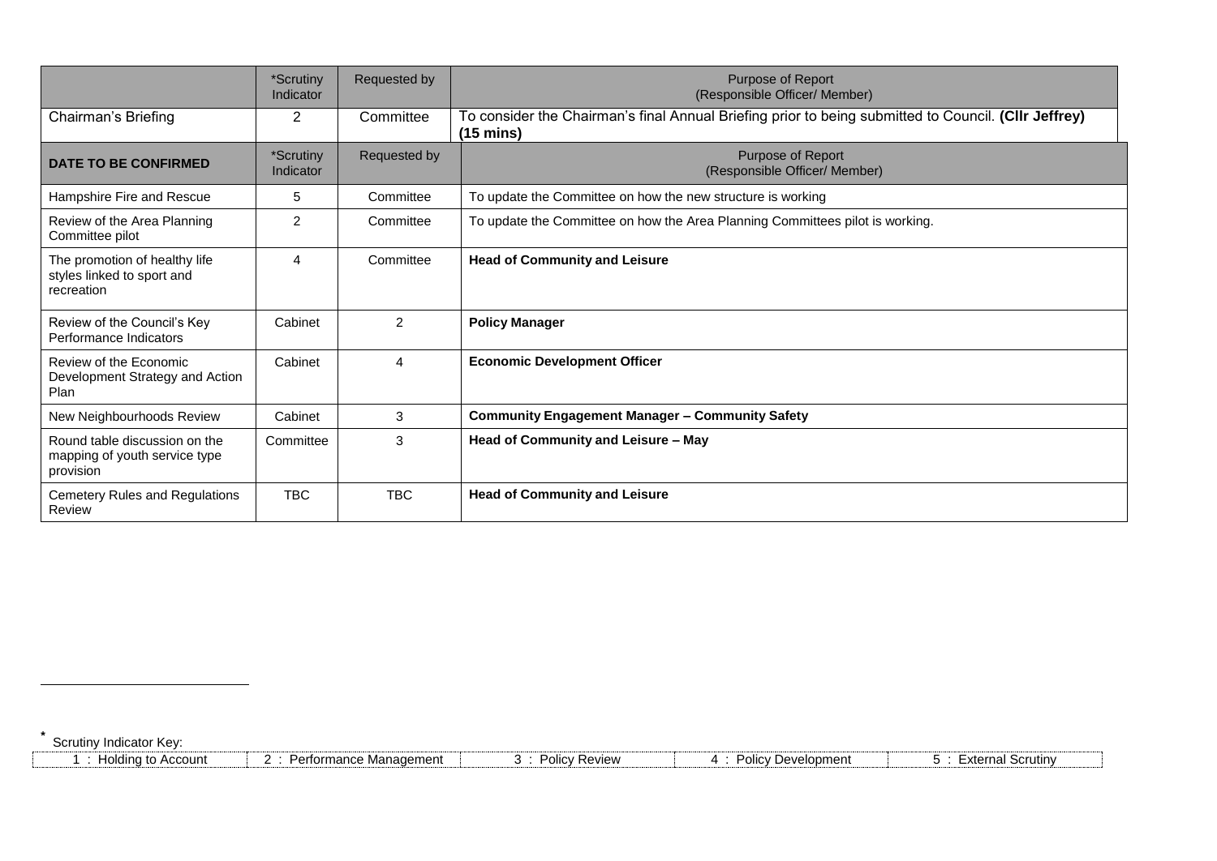| | *Scrutiny Indicator | Requested by | Purpose of Report (Responsible Officer/ Member) |
|---|---|---|---|
| Chairman's Briefing | 2 | Committee | To consider the Chairman's final Annual Briefing prior to being submitted to Council. **(Cllr Jeffrey) (15 mins)** |
| **DATE TO BE CONFIRMED** | *Scrutiny Indicator | Requested by | Purpose of Report (Responsible Officer/ Member) |
| Hampshire Fire and Rescue | 5 | Committee | To update the Committee on how the new structure is working |
| Review of the Area Planning Committee pilot | 2 | Committee | To update the Committee on how the Area Planning Committees pilot is working. |
| The promotion of healthy life styles linked to sport and recreation | 4 | Committee | **Head of Community and Leisure** |
| Review of the Council's Key Performance Indicators | Cabinet | 2 | **Policy Manager** |
| Review of the Economic Development Strategy and Action Plan | Cabinet | 4 | **Economic Development Officer** |
| New Neighbourhoods Review | Cabinet | 3 | **Community Engagement Manager – Community Safety** |
| Round table discussion on the mapping of youth service type provision | Committee | 3 | **Head of Community and Leisure – May** |
| Cemetery Rules and Regulations Review | TBC | TBC | **Head of Community and Leisure** |

* Scrutiny Indicator Key:

| 1 : Holding to Account | 2 : Performance Management | 3 : Policy Review | 4 : Policy Development | 5 : External Scrutiny |
|---|---|---|---|---|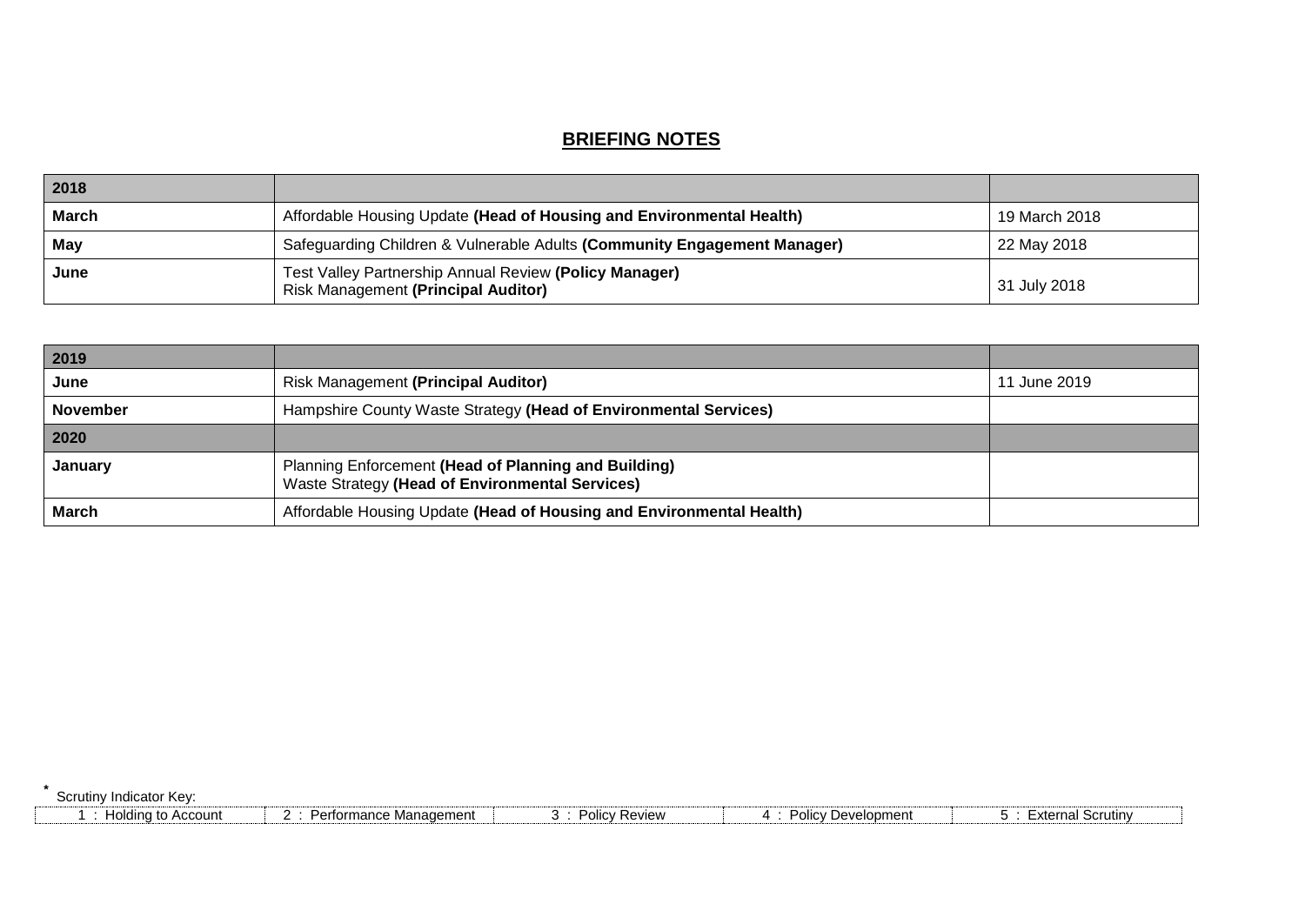## **BRIEFING NOTES**

| 2018 | | |
|---|---|---|
| **March** | Affordable Housing Update **(Head of Housing and Environmental Health)** | 19 March 2018 |
| **May** | Safeguarding Children & Vulnerable Adults **(Community Engagement Manager)** | 22 May 2018 |
| **June** | Test Valley Partnership Annual Review **(Policy Manager)**<br>Risk Management **(Principal Auditor)** | 31 July 2018 |

| 2019 | | |
|---|---|---|
| **June** | Risk Management **(Principal Auditor)** | 11 June 2019 |
| **November** | Hampshire County Waste Strategy **(Head of Environmental Services)** | |
| **2020** | | |
| **January** | Planning Enforcement **(Head of Planning and Building)**<br>Waste Strategy **(Head of Environmental Services)** | |
| **March** | Affordable Housing Update **(Head of Housing and Environmental Health)** | |

\* Scrutiny Indicator Key:

| 1 : Holding to Account | 2 : Performance Management | 3 : Policy Review | 4 : Policy Development | 5 : External Scrutiny |
|---|---|---|---|---|